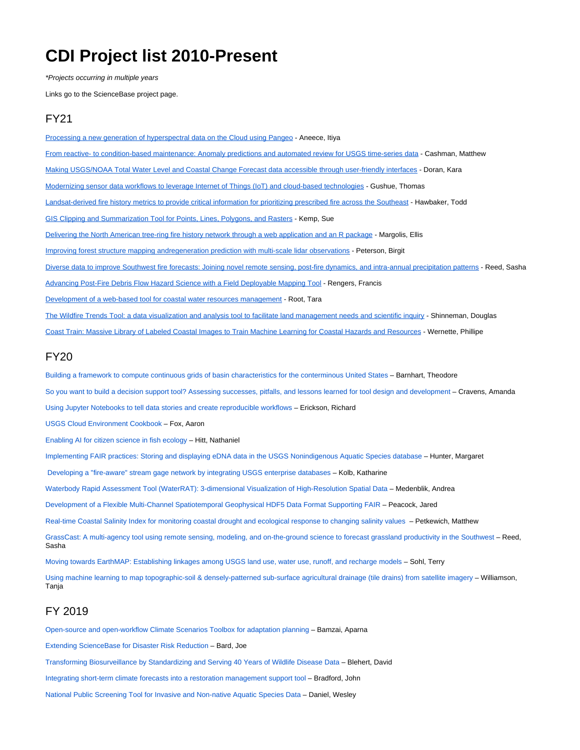# CDI Project list 2010-Present

*\*Projects occurring in multiple years*

Links go to the ScienceBase project page.

## FY21

Processing a new generation of hyperspectral data on the Cloud using Pangeo - Aneece, Itiya

From reactive- to condition-based maintenance: Anomaly predictions and automated review for USGS time-series data - Cashman, Matthew

Making USGS/NOAA Total Water Level and Coastal Change Forecast data accessible through user-friendly interfaces - Doran, Kara

Modernizing sensor data workflows to leverage Internet of Things (IoT) and cloud-based technologies - Gushue, Thomas

Landsat-derived fire history metrics to provide critical information for prioritizing prescribed fire across the Southeast - Hawbaker, Todd

GIS Clipping and Summarization Tool for Points, Lines, Polygons, and Rasters - Kemp, Sue

Delivering the North American tree-ring fire history network through a web application and an R package - Margolis, Ellis

Improving forest structure mapping andregeneration prediction with multi-scale lidar observations - Peterson, Birgit

Diverse data to improve Southwest fire forecasts: Joining novel remote sensing, post-fire dynamics, and intra-annual precipitation patterns - Reed, Sasha

Advancing Post-Fire Debris Flow Hazard Science with a Field Deployable Mapping Tool - Rengers, Francis

Development of a web-based tool for coastal water resources management - Root, Tara

The Wildfire Trends Tool: a data visualization and analysis tool to facilitate land management needs and scientific inquiry - Shinneman, Douglas

Coast Train: Massive Library of Labeled Coastal Images to Train Machine Learning for Coastal Hazards and Resources - Wernette, Phillipe

## FY20

Building a framework to compute continuous grids of basin characteristics for the conterminous United States – Barnhart, Theodore

So you want to build a decision support tool? Assessing successes, pitfalls, and lessons learned for tool design and development – Cravens, Amanda

Using Jupyter Notebooks to tell data stories and create reproducible workflows – Erickson, Richard

USGS Cloud Environment Cookbook – Fox, Aaron

Enabling AI for citizen science in fish ecology – Hitt, Nathaniel

Implementing FAIR practices: Storing and displaying eDNA data in the USGS Nonindigenous Aquatic Species database – Hunter, Margaret

Developing a "fire-aware" stream gage network by integrating USGS enterprise databases – Kolb, Katharine

Waterbody Rapid Assessment Tool (WaterRAT): 3-dimensional Visualization of High-Resolution Spatial Data – Medenblik, Andrea

Development of a Flexible Multi-Channel Spatiotemporal Geophysical HDF5 Data Format Supporting FAIR – Peacock, Jared

Real-time Coastal Salinity Index for monitoring coastal drought and ecological response to changing salinity values – Petkewich, Matthew

GrassCast: A multi-agency tool using remote sensing, modeling, and on-the-ground science to forecast grassland productivity in the Southwest – Reed, Sasha

Moving towards EarthMAP: Establishing linkages among USGS land use, water use, runoff, and recharge models – Sohl, Terry

Using machine learning to map topographic-soil & densely-patterned sub-surface agricultural drainage (tile drains) from satellite imagery – Williamson, Tanja

## FY 2019

Open-source and open-workflow Climate Scenarios Toolbox for adaptation planning – Bamzai, Aparna

Extending ScienceBase for Disaster Risk Reduction – Bard, Joe

Transforming Biosurveillance by Standardizing and Serving 40 Years of Wildlife Disease Data – Blehert, David

Integrating short-term climate forecasts into a restoration management support tool – Bradford, John

National Public Screening Tool for Invasive and Non-native Aquatic Species Data – Daniel, Wesley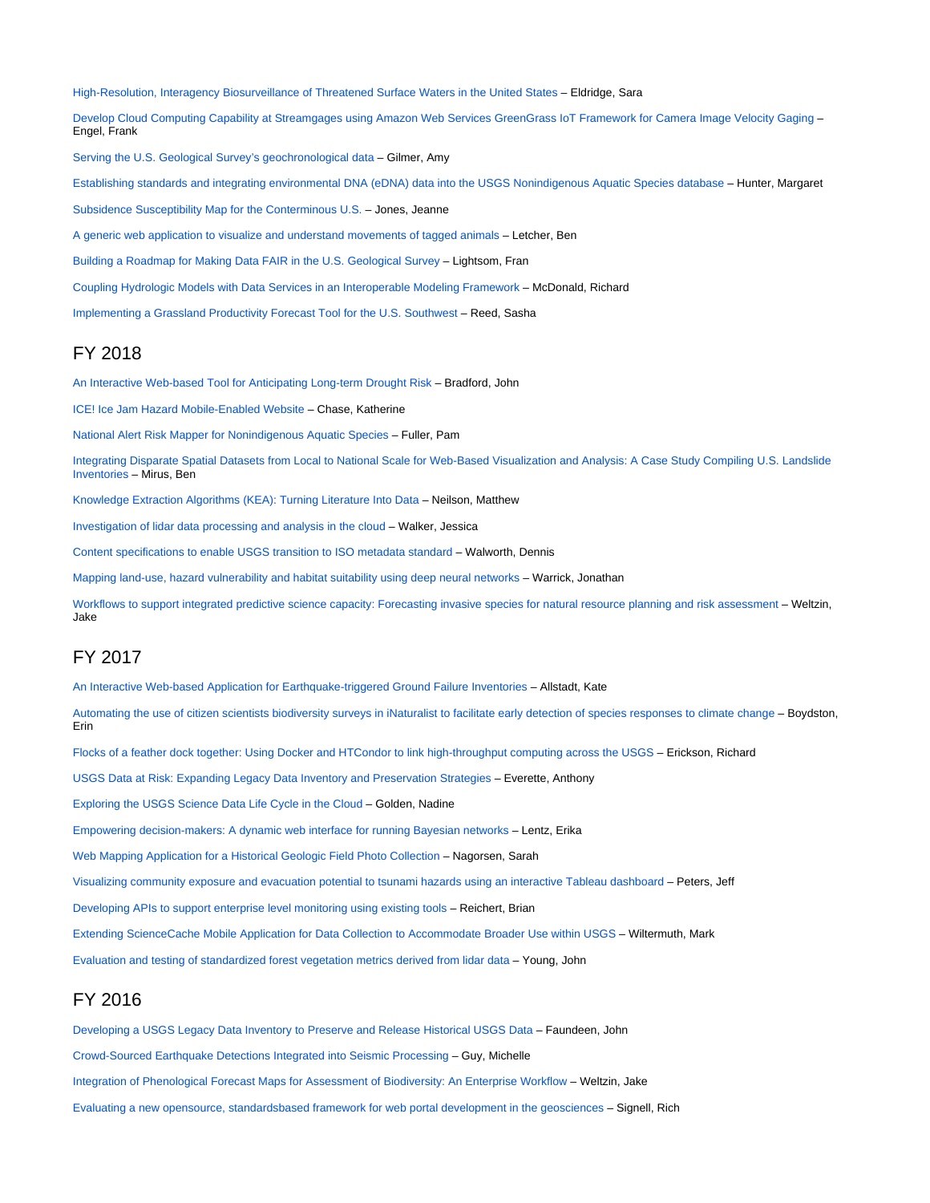High-Resolution, Interagency Biosurveillance of Threatened Surface Waters in the United States – Eldridge, Sara

Develop Cloud Computing Capability at Streamgages using Amazon Web Services GreenGrass IoT Framework for Camera Image Velocity Gaging – Engel, Frank

Serving the U.S. Geological Survey's geochronological data – Gilmer, Amy

Establishing standards and integrating environmental DNA (eDNA) data into the USGS Nonindigenous Aquatic Species database – Hunter, Margaret

Subsidence Susceptibility Map for the Conterminous U.S. – Jones, Jeanne

A generic web application to visualize and understand movements of tagged animals – Letcher, Ben

Building a Roadmap for Making Data FAIR in the U.S. Geological Survey – Lightsom, Fran

Coupling Hydrologic Models with Data Services in an Interoperable Modeling Framework – McDonald, Richard

Implementing a Grassland Productivity Forecast Tool for the U.S. Southwest – Reed, Sasha

## FY 2018

An Interactive Web-based Tool for Anticipating Long-term Drought Risk – Bradford, John

ICE! Ice Jam Hazard Mobile-Enabled Website – Chase, Katherine

National Alert Risk Mapper for Nonindigenous Aquatic Species – Fuller, Pam

Integrating Disparate Spatial Datasets from Local to National Scale for Web-Based Visualization and Analysis: A Case Study Compiling U.S. Landslide Inventories – Mirus, Ben

Knowledge Extraction Algorithms (KEA): Turning Literature Into Data – Neilson, Matthew

Investigation of lidar data processing and analysis in the cloud – Walker, Jessica

Content specifications to enable USGS transition to ISO metadata standard – Walworth, Dennis

Mapping land-use, hazard vulnerability and habitat suitability using deep neural networks – Warrick, Jonathan

Workflows to support integrated predictive science capacity: Forecasting invasive species for natural resource planning and risk assessment – Weltzin, Jake

## FY 2017

An Interactive Web-based Application for Earthquake-triggered Ground Failure Inventories – Allstadt, Kate

Automating the use of citizen scientists biodiversity surveys in iNaturalist to facilitate early detection of species responses to climate change – Boydston, Erin

Flocks of a feather dock together: Using Docker and HTCondor to link high-throughput computing across the USGS – Erickson, Richard

USGS Data at Risk: Expanding Legacy Data Inventory and Preservation Strategies – Everette, Anthony

Exploring the USGS Science Data Life Cycle in the Cloud – Golden, Nadine

Empowering decision-makers: A dynamic web interface for running Bayesian networks – Lentz, Erika

Web Mapping Application for a Historical Geologic Field Photo Collection – Nagorsen, Sarah

Visualizing community exposure and evacuation potential to tsunami hazards using an interactive Tableau dashboard – Peters, Jeff

Developing APIs to support enterprise level monitoring using existing tools – Reichert, Brian

Extending ScienceCache Mobile Application for Data Collection to Accommodate Broader Use within USGS – Wiltermuth, Mark

Evaluation and testing of standardized forest vegetation metrics derived from lidar data – Young, John

## FY 2016

Developing a USGS Legacy Data Inventory to Preserve and Release Historical USGS Data – Faundeen, John

Crowd-Sourced Earthquake Detections Integrated into Seismic Processing – Guy, Michelle

Integration of Phenological Forecast Maps for Assessment of Biodiversity: An Enterprise Workflow – Weltzin, Jake

Evaluating a new opensource, standardsbased framework for web portal development in the geosciences – Signell, Rich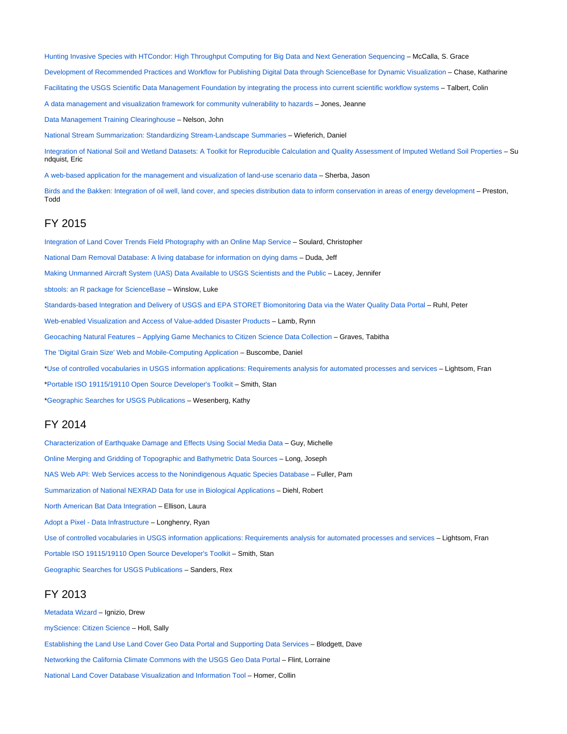Hunting Invasive Species with HTCondor: High Throughput Computing for Big Data and Next Generation Sequencing – McCalla, S. Grace

Development of Recommended Practices and Workflow for Publishing Digital Data through ScienceBase for Dynamic Visualization – Chase, Katharine

Facilitating the USGS Scientific Data Management Foundation by integrating the process into current scientific workflow systems – Talbert, Colin

A data management and visualization framework for community vulnerability to hazards – Jones, Jeanne

Data Management Training Clearinghouse – Nelson, John

National Stream Summarization: Standardizing Stream-Landscape Summaries – Wieferich, Daniel

Integration of National Soil and Wetland Datasets: A Toolkit for Reproducible Calculation and Quality Assessment of Imputed Wetland Soil Properties – Sundquist, Eric

A web-based application for the management and visualization of land-use scenario data – Sherba, Jason

Birds and the Bakken: Integration of oil well, land cover, and species distribution data to inform conservation in areas of energy development – Preston, Todd

## FY 2015

Integration of Land Cover Trends Field Photography with an Online Map Service – Soulard, Christopher

National Dam Removal Database: A living database for information on dying dams – Duda, Jeff

Making Unmanned Aircraft System (UAS) Data Available to USGS Scientists and the Public – Lacey, Jennifer

sbtools: an R package for ScienceBase – Winslow, Luke

Standards-based Integration and Delivery of USGS and EPA STORET Biomonitoring Data via the Water Quality Data Portal – Ruhl, Peter

Web-enabled Visualization and Access of Value-added Disaster Products – Lamb, Rynn

Geocaching Natural Features – Applying Game Mechanics to Citizen Science Data Collection – Graves, Tabitha

The 'Digital Grain Size' Web and Mobile-Computing Application – Buscombe, Daniel

*Use of controlled vocabularies in USGS information applications: Requirements analysis for automated processes and services – Lightsom, Fran

*Portable ISO 19115/19110 Open Source Developer's Toolkit – Smith, Stan

*Geographic Searches for USGS Publications – Wesenberg, Kathy

## FY 2014

Characterization of Earthquake Damage and Effects Using Social Media Data – Guy, Michelle

Online Merging and Gridding of Topographic and Bathymetric Data Sources – Long, Joseph

NAS Web API: Web Services access to the Nonindigenous Aquatic Species Database – Fuller, Pam

Summarization of National NEXRAD Data for use in Biological Applications – Diehl, Robert

North American Bat Data Integration – Ellison, Laura

Adopt a Pixel - Data Infrastructure – Longhenry, Ryan

Use of controlled vocabularies in USGS information applications: Requirements analysis for automated processes and services – Lightsom, Fran

Portable ISO 19115/19110 Open Source Developer's Toolkit – Smith, Stan

Geographic Searches for USGS Publications – Sanders, Rex

## FY 2013

Metadata Wizard – Ignizio, Drew

myScience: Citizen Science – Holl, Sally

Establishing the Land Use Land Cover Geo Data Portal and Supporting Data Services – Blodgett, Dave

Networking the California Climate Commons with the USGS Geo Data Portal – Flint, Lorraine

National Land Cover Database Visualization and Information Tool – Homer, Collin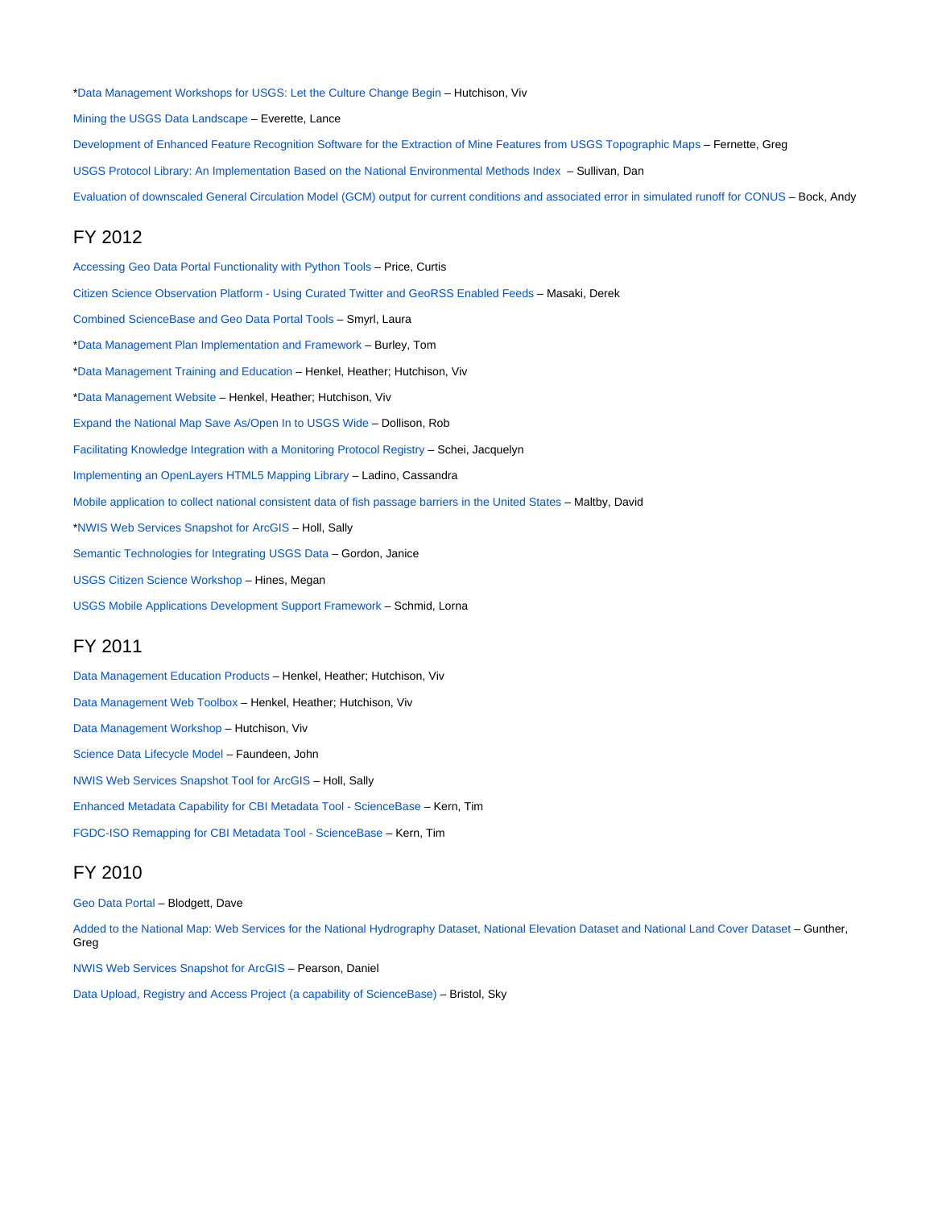*Data Management Workshops for USGS: Let the Culture Change Begin – Hutchison, Viv

Mining the USGS Data Landscape – Everette, Lance

Development of Enhanced Feature Recognition Software for the Extraction of Mine Features from USGS Topographic Maps – Fernette, Greg

USGS Protocol Library: An Implementation Based on the National Environmental Methods Index – Sullivan, Dan

Evaluation of downscaled General Circulation Model (GCM) output for current conditions and associated error in simulated runoff for CONUS – Bock, Andy

## FY 2012

Accessing Geo Data Portal Functionality with Python Tools – Price, Curtis

Citizen Science Observation Platform - Using Curated Twitter and GeoRSS Enabled Feeds – Masaki, Derek

Combined ScienceBase and Geo Data Portal Tools – Smyrl, Laura

*Data Management Plan Implementation and Framework – Burley, Tom

*Data Management Training and Education – Henkel, Heather; Hutchison, Viv

*Data Management Website – Henkel, Heather; Hutchison, Viv

Expand the National Map Save As/Open In to USGS Wide – Dollison, Rob

Facilitating Knowledge Integration with a Monitoring Protocol Registry – Schei, Jacquelyn

Implementing an OpenLayers HTML5 Mapping Library – Ladino, Cassandra

Mobile application to collect national consistent data of fish passage barriers in the United States – Maltby, David

*NWIS Web Services Snapshot for ArcGIS – Holl, Sally

Semantic Technologies for Integrating USGS Data – Gordon, Janice

USGS Citizen Science Workshop – Hines, Megan

USGS Mobile Applications Development Support Framework – Schmid, Lorna

## FY 2011

Data Management Education Products – Henkel, Heather; Hutchison, Viv

Data Management Web Toolbox – Henkel, Heather; Hutchison, Viv

Data Management Workshop – Hutchison, Viv

Science Data Lifecycle Model – Faundeen, John

NWIS Web Services Snapshot Tool for ArcGIS – Holl, Sally

Enhanced Metadata Capability for CBI Metadata Tool - ScienceBase – Kern, Tim

FGDC-ISO Remapping for CBI Metadata Tool - ScienceBase – Kern, Tim

## FY 2010

Geo Data Portal – Blodgett, Dave

Added to the National Map: Web Services for the National Hydrography Dataset, National Elevation Dataset and National Land Cover Dataset – Gunther, Greg

NWIS Web Services Snapshot for ArcGIS – Pearson, Daniel

Data Upload, Registry and Access Project (a capability of ScienceBase) – Bristol, Sky